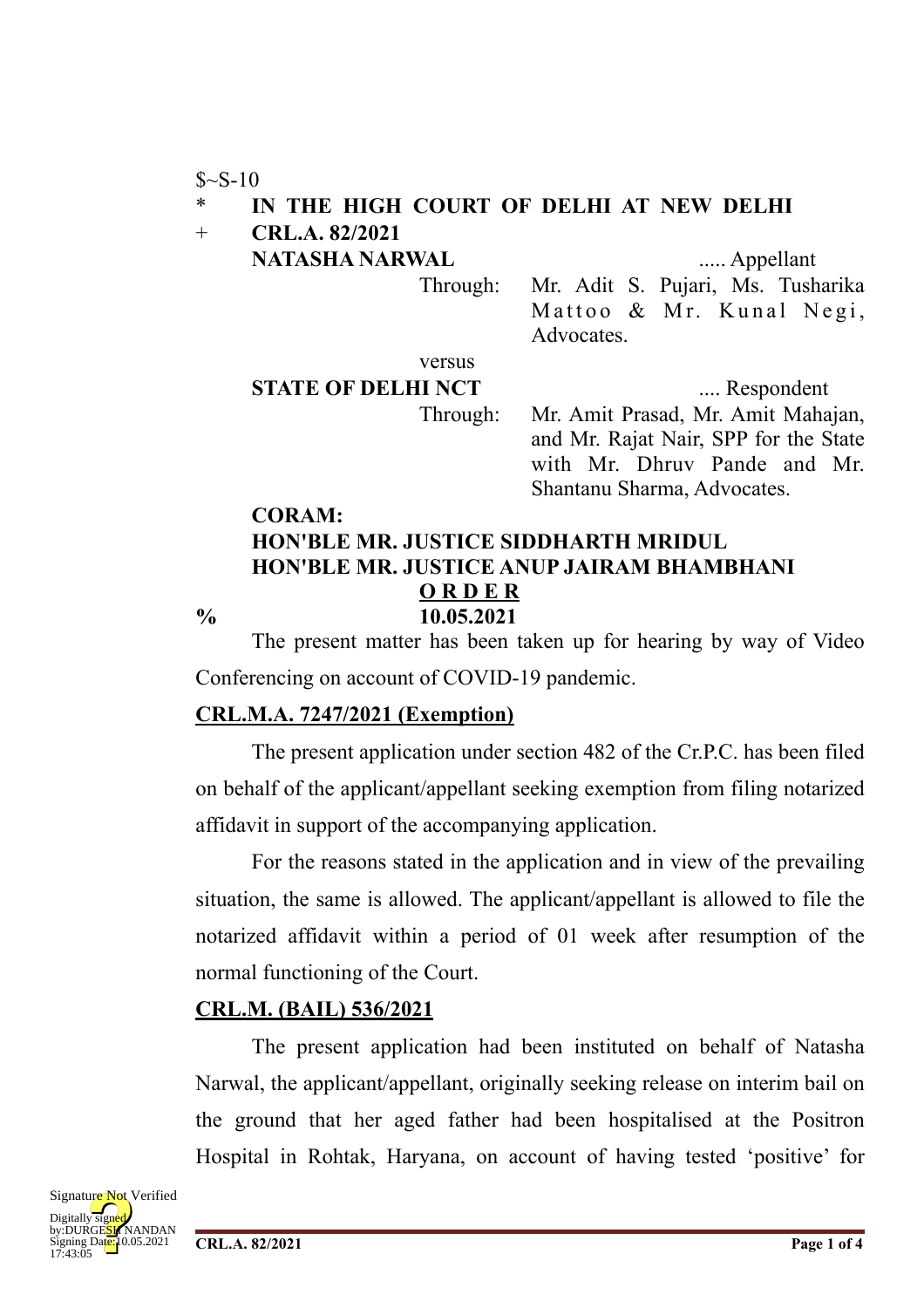$~S-10

\* **IN THE HIGH COURT OF DELHI AT NEW DELHI**

\+ **CRL.A. 82/2021**

**NATASHA NARWAL** ..... Appellant

Through: Mr. Adit S. Pujari, Ms. Tusharika Mattoo & Mr. Kunal Negi, Advocates.

versus

**STATE OF DELHI NCT** .... Respondent

Through: Mr. Amit Prasad, Mr. Amit Mahajan, and Mr. Rajat Nair, SPP for the State with Mr. Dhruv Pande and Mr. Shantanu Sharma, Advocates.

**CORAM:**
**HON'BLE MR. JUSTICE SIDDHARTH MRIDUL**
**HON'BLE MR. JUSTICE ANUP JAIRAM BHAMBHANI**

**O R D E R**

% **10.05.2021**

The present matter has been taken up for hearing by way of Video Conferencing on account of COVID-19 pandemic.

**CRL.M.A. 7247/2021 (Exemption)**

The present application under section 482 of the Cr.P.C. has been filed on behalf of the applicant/appellant seeking exemption from filing notarized affidavit in support of the accompanying application.

For the reasons stated in the application and in view of the prevailing situation, the same is allowed. The applicant/appellant is allowed to file the notarized affidavit within a period of 01 week after resumption of the normal functioning of the Court.

**CRL.M. (BAIL) 536/2021**

The present application had been instituted on behalf of Natasha Narwal, the applicant/appellant, originally seeking release on interim bail on the ground that her aged father had been hospitalised at the Positron Hospital in Rohtak, Haryana, on account of having tested 'positive' for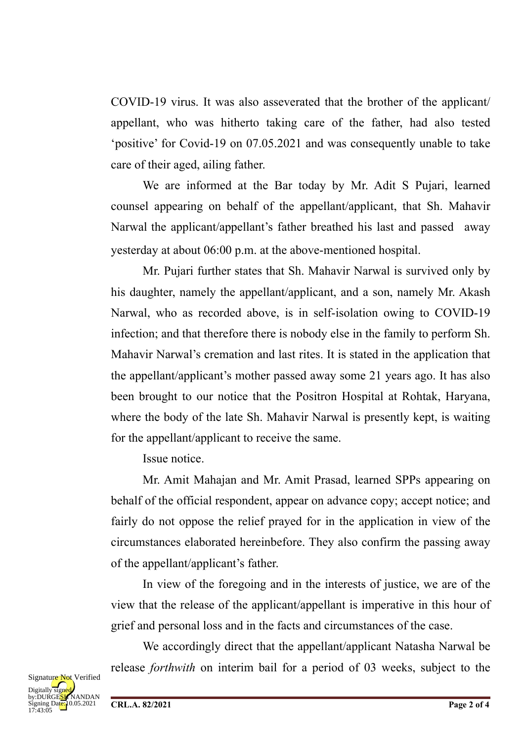COVID-19 virus. It was also asseverated that the brother of the applicant/ appellant, who was hitherto taking care of the father, had also tested 'positive' for Covid-19 on 07.05.2021 and was consequently unable to take care of their aged, ailing father.

We are informed at the Bar today by Mr. Adit S Pujari, learned counsel appearing on behalf of the appellant/applicant, that Sh. Mahavir Narwal the applicant/appellant's father breathed his last and passed away yesterday at about 06:00 p.m. at the above-mentioned hospital.

Mr. Pujari further states that Sh. Mahavir Narwal is survived only by his daughter, namely the appellant/applicant, and a son, namely Mr. Akash Narwal, who as recorded above, is in self-isolation owing to COVID-19 infection; and that therefore there is nobody else in the family to perform Sh. Mahavir Narwal's cremation and last rites. It is stated in the application that the appellant/applicant's mother passed away some 21 years ago. It has also been brought to our notice that the Positron Hospital at Rohtak, Haryana, where the body of the late Sh. Mahavir Narwal is presently kept, is waiting for the appellant/applicant to receive the same.

Issue notice.

Mr. Amit Mahajan and Mr. Amit Prasad, learned SPPs appearing on behalf of the official respondent, appear on advance copy; accept notice; and fairly do not oppose the relief prayed for in the application in view of the circumstances elaborated hereinbefore. They also confirm the passing away of the appellant/applicant's father.

In view of the foregoing and in the interests of justice, we are of the view that the release of the applicant/appellant is imperative in this hour of grief and personal loss and in the facts and circumstances of the case.

We accordingly direct that the appellant/applicant Natasha Narwal be release *forthwith* on interim bail for a period of 03 weeks, subject to the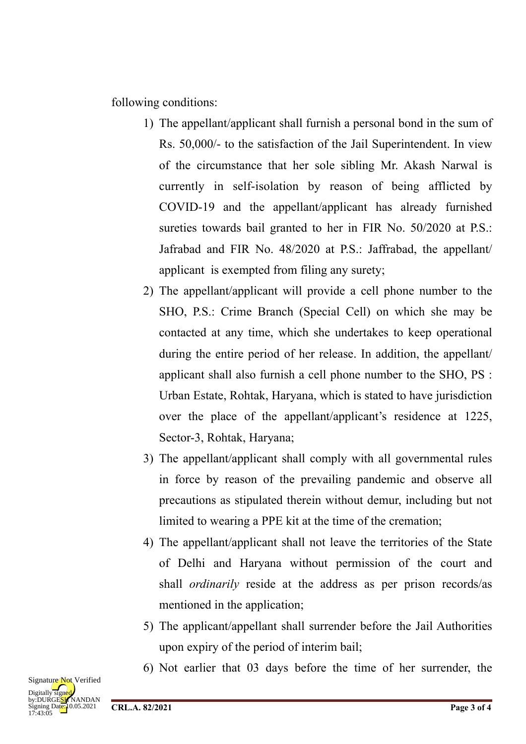following conditions:

1) The appellant/applicant shall furnish a personal bond in the sum of Rs. 50,000/- to the satisfaction of the Jail Superintendent. In view of the circumstance that her sole sibling Mr. Akash Narwal is currently in self-isolation by reason of being afflicted by COVID-19 and the appellant/applicant has already furnished sureties towards bail granted to her in FIR No. 50/2020 at P.S.: Jafrabad and FIR No. 48/2020 at P.S.: Jaffrabad, the appellant/ applicant is exempted from filing any surety;
2) The appellant/applicant will provide a cell phone number to the SHO, P.S.: Crime Branch (Special Cell) on which she may be contacted at any time, which she undertakes to keep operational during the entire period of her release. In addition, the appellant/ applicant shall also furnish a cell phone number to the SHO, PS : Urban Estate, Rohtak, Haryana, which is stated to have jurisdiction over the place of the appellant/applicant's residence at 1225, Sector-3, Rohtak, Haryana;
3) The appellant/applicant shall comply with all governmental rules in force by reason of the prevailing pandemic and observe all precautions as stipulated therein without demur, including but not limited to wearing a PPE kit at the time of the cremation;
4) The appellant/applicant shall not leave the territories of the State of Delhi and Haryana without permission of the court and shall *ordinarily* reside at the address as per prison records/as mentioned in the application;
5) The applicant/appellant shall surrender before the Jail Authorities upon expiry of the period of interim bail;
6) Not earlier that 03 days before the time of her surrender, the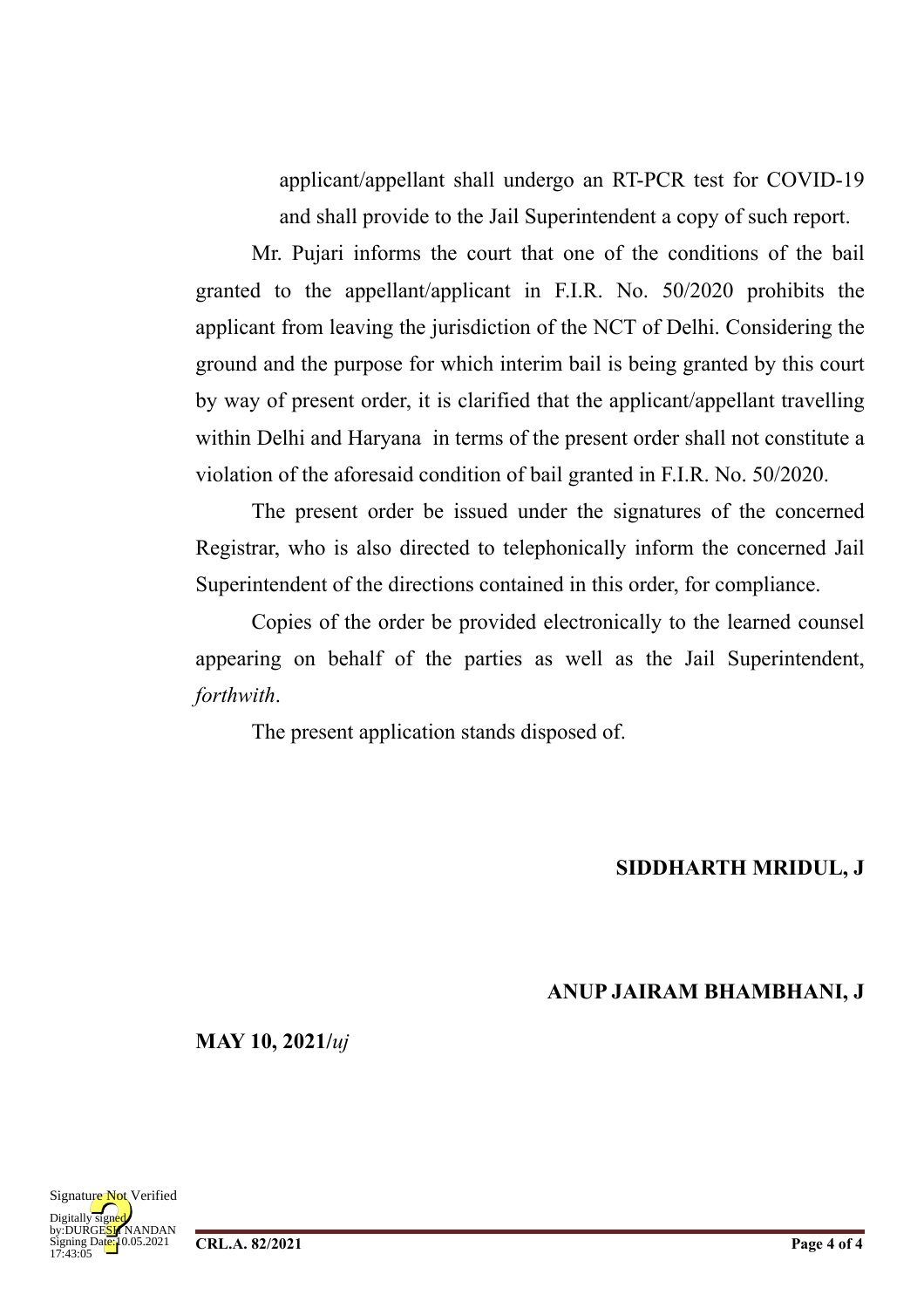applicant/appellant shall undergo an RT-PCR test for COVID-19 and shall provide to the Jail Superintendent a copy of such report.

Mr. Pujari informs the court that one of the conditions of the bail granted to the appellant/applicant in F.I.R. No. 50/2020 prohibits the applicant from leaving the jurisdiction of the NCT of Delhi. Considering the ground and the purpose for which interim bail is being granted by this court by way of present order, it is clarified that the applicant/appellant travelling within Delhi and Haryana in terms of the present order shall not constitute a violation of the aforesaid condition of bail granted in F.I.R. No. 50/2020.

The present order be issued under the signatures of the concerned Registrar, who is also directed to telephonically inform the concerned Jail Superintendent of the directions contained in this order, for compliance.

Copies of the order be provided electronically to the learned counsel appearing on behalf of the parties as well as the Jail Superintendent, *forthwith*.

The present application stands disposed of.

**SIDDHARTH MRIDUL, J**

**ANUP JAIRAM BHAMBHANI, J**

**MAY 10, 2021**/*uj*

Signature Not Verified
Digitally signed by:DURGESH NANDAN
Signing Date:10.05.2021 17:43:05

**CRL.A. 82/2021**